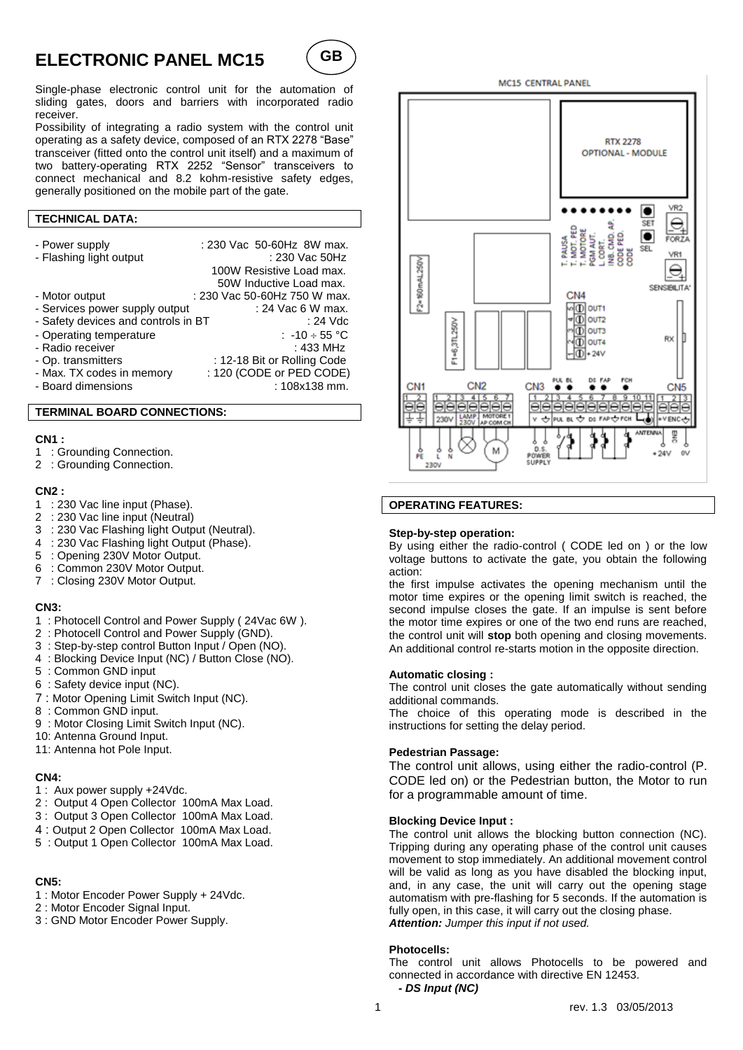# ELECTRONIC PANEL MC15

GB

Single-phase electronic control unit for the automation of sliding gates, doors and barriers with incorporated radio receiver.

Possibility of integrating a radio system with the control unit operating as a safety device, composed of an RTX 2278 "Base" transceiver (fitted onto the control unit itself) and a maximum of two battery-operating RTX 2252 "Sensor" transceivers to connect mechanical and 8.2 kohm-resistive safety edges, generally positioned on the mobile part of the gate.

## TECHNICAL DATA:

| | |
|---|---|
| - Power supply | : 230 Vac 50-60Hz 8W max. |
| - Flashing light output | : 230 Vac 50Hz |
| | 100W Resistive Load max. |
| | 50W Inductive Load max. |
| - Motor output | : 230 Vac 50-60Hz 750 W max. |
| - Services power supply output | : 24 Vac 6 W max. |
| - Safety devices and controls in BT | : 24 Vdc |
| - Operating temperature | : -10 ÷ 55 °C |
| - Radio receiver | : 433 MHz |
| - Op. transmitters | : 12-18 Bit or Rolling Code |
| - Max. TX codes in memory | : 120 (CODE or PED CODE) |
| - Board dimensions | : 108x138 mm. |

## TERMINAL BOARD CONNECTIONS:

**CN1 :**

1 : Grounding Connection.
2 : Grounding Connection.

**CN2 :**

1 : 230 Vac line input (Phase).
2 : 230 Vac line input (Neutral)
3 : 230 Vac Flashing light Output (Neutral).
4 : 230 Vac Flashing light Output (Phase).
5 : Opening 230V Motor Output.
6 : Common 230V Motor Output.
7 : Closing 230V Motor Output.

**CN3:**

1 : Photocell Control and Power Supply ( 24Vac 6W ).
2 : Photocell Control and Power Supply (GND).
3 : Step-by-step control Button Input / Open (NO).
4 : Blocking Device Input (NC) / Button Close (NO).
5 : Common GND input
6 : Safety device input (NC).
7 : Motor Opening Limit Switch Input (NC).
8 : Common GND input.
9 : Motor Closing Limit Switch Input (NC).
10: Antenna Ground Input.
11: Antenna hot Pole Input.

**CN4:**

1 : Aux power supply +24Vdc.
2 : Output 4 Open Collector 100mA Max Load.
3 : Output 3 Open Collector 100mA Max Load.
4 : Output 2 Open Collector 100mA Max Load.
5 : Output 1 Open Collector 100mA Max Load.

**CN5:**

1 : Motor Encoder Power Supply + 24Vdc.
2 : Motor Encoder Signal Input.
3 : GND Motor Encoder Power Supply.

MC15 CENTRAL PANEL

RTX 2278 OPTIONAL - MODULE

SET, SEL, VR2 FORZA, VR1 SENSIBILITA', T. PAUSA, T. MOT. PED, T. MOTORE, PGM AUT., L. CORT., INB. CMD. AP., CODE PED., CODE, F2=160mAL250V, F1=6,3TL250V, CN4: OUT1, OUT2, OUT3, OUT4, +24V, RX, CN1, CN2, CN3, CN5, 230V, LAMP 230V, MOTORE 1 AP COM CH, PUL BL, DS FAP, FCH, +V ENC, ANTENNA, PE L N 230V, M, D.S. POWER SUPPLY, ENC +24V 0V

## OPERATING FEATURES:

**Step-by-step operation:**

By using either the radio-control ( CODE led on ) or the low voltage buttons to activate the gate, you obtain the following action:

the first impulse activates the opening mechanism until the motor time expires or the opening limit switch is reached, the second impulse closes the gate. If an impulse is sent before the motor time expires or one of the two end runs are reached, the control unit will **stop** both opening and closing movements. An additional control re-starts motion in the opposite direction.

**Automatic closing :**

The control unit closes the gate automatically without sending additional commands.

The choice of this operating mode is described in the instructions for setting the delay period.

**Pedestrian Passage:**

The control unit allows, using either the radio-control (P. CODE led on) or the Pedestrian button, the Motor to run for a programmable amount of time.

**Blocking Device Input :**

The control unit allows the blocking button connection (NC). Tripping during any operating phase of the control unit causes movement to stop immediately. An additional movement control will be valid as long as you have disabled the blocking input, and, in any case, the unit will carry out the opening stage automatism with pre-flashing for 5 seconds. If the automation is fully open, in this case, it will carry out the closing phase.
***Attention:*** *Jumper this input if not used.*

**Photocells:**

The control unit allows Photocells to be powered and connected in accordance with directive EN 12453.

***- DS Input (NC)***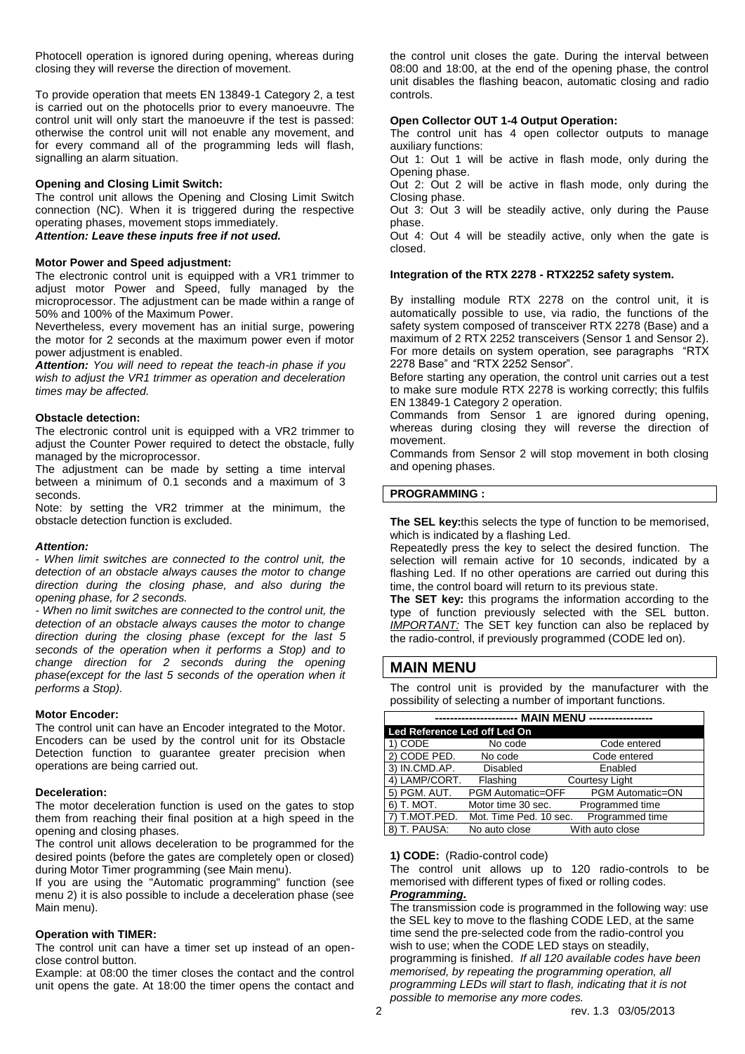Photocell operation is ignored during opening, whereas during closing they will reverse the direction of movement.

To provide operation that meets EN 13849-1 Category 2, a test is carried out on the photocells prior to every manoeuvre. The control unit will only start the manoeuvre if the test is passed: otherwise the control unit will not enable any movement, and for every command all of the programming leds will flash, signalling an alarm situation.

**Opening and Closing Limit Switch:**
The control unit allows the Opening and Closing Limit Switch connection (NC). When it is triggered during the respective operating phases, movement stops immediately.
***Attention: Leave these inputs free if not used.***

**Motor Power and Speed adjustment:**
The electronic control unit is equipped with a VR1 trimmer to adjust motor Power and Speed, fully managed by the microprocessor. The adjustment can be made within a range of 50% and 100% of the Maximum Power.
Nevertheless, every movement has an initial surge, powering the motor for 2 seconds at the maximum power even if motor power adjustment is enabled.
***Attention:*** *You will need to repeat the teach-in phase if you wish to adjust the VR1 trimmer as operation and deceleration times may be affected.*

**Obstacle detection:**
The electronic control unit is equipped with a VR2 trimmer to adjust the Counter Power required to detect the obstacle, fully managed by the microprocessor.
The adjustment can be made by setting a time interval between a minimum of 0.1 seconds and a maximum of 3 seconds.
Note: by setting the VR2 trimmer at the minimum, the obstacle detection function is excluded.

***Attention:***
*- When limit switches are connected to the control unit, the detection of an obstacle always causes the motor to change direction during the closing phase, and also during the opening phase, for 2 seconds.*
*- When no limit switches are connected to the control unit, the detection of an obstacle always causes the motor to change direction during the closing phase (except for the last 5 seconds of the operation when it performs a Stop) and to change direction for 2 seconds during the opening phase(except for the last 5 seconds of the operation when it performs a Stop).*

**Motor Encoder:**
The control unit can have an Encoder integrated to the Motor. Encoders can be used by the control unit for its Obstacle Detection function to guarantee greater precision when operations are being carried out.

**Deceleration:**
The motor deceleration function is used on the gates to stop them from reaching their final position at a high speed in the opening and closing phases.
The control unit allows deceleration to be programmed for the desired points (before the gates are completely open or closed) during Motor Timer programming (see Main menu).
If you are using the "Automatic programming" function (see menu 2) it is also possible to include a deceleration phase (see Main menu).

**Operation with TIMER:**
The control unit can have a timer set up instead of an open-close control button.
Example: at 08:00 the timer closes the contact and the control unit opens the gate. At 18:00 the timer opens the contact and the control unit closes the gate. During the interval between 08:00 and 18:00, at the end of the opening phase, the control unit disables the flashing beacon, automatic closing and radio controls.

**Open Collector OUT 1-4 Output Operation:**
The control unit has 4 open collector outputs to manage auxiliary functions:
Out 1: Out 1 will be active in flash mode, only during the Opening phase.
Out 2: Out 2 will be active in flash mode, only during the Closing phase.
Out 3: Out 3 will be steadily active, only during the Pause phase.
Out 4: Out 4 will be steadily active, only when the gate is closed.

**Integration of the RTX 2278 - RTX2252 safety system.**

By installing module RTX 2278 on the control unit, it is automatically possible to use, via radio, the functions of the safety system composed of transceiver RTX 2278 (Base) and a maximum of 2 RTX 2252 transceivers (Sensor 1 and Sensor 2). For more details on system operation, see paragraphs "RTX 2278 Base" and "RTX 2252 Sensor".
Before starting any operation, the control unit carries out a test to make sure module RTX 2278 is working correctly; this fulfils EN 13849-1 Category 2 operation.
Commands from Sensor 1 are ignored during opening, whereas during closing they will reverse the direction of movement.
Commands from Sensor 2 will stop movement in both closing and opening phases.

**PROGRAMMING :**

**The SEL key:** this selects the type of function to be memorised, which is indicated by a flashing Led.
Repeatedly press the key to select the desired function. The selection will remain active for 10 seconds, indicated by a flashing Led. If no other operations are carried out during this time, the control board will return to its previous state.
**The SET key:** this programs the information according to the type of function previously selected with the SEL button. *IMPORTANT:* The SET key function can also be replaced by the radio-control, if previously programmed (CODE led on).

## MAIN MENU

The control unit is provided by the manufacturer with the possibility of selecting a number of important functions.

| ---------------------- MAIN MENU ----------------- | | |
|---|---|---|
| **Led Reference** | **Led off** | **Led On** |
| 1) CODE | No code | Code entered |
| 2) CODE PED. | No code | Code entered |
| 3) IN.CMD.AP. | Disabled | Enabled |
| 4) LAMP/CORT. | Flashing | Courtesy Light |
| 5) PGM. AUT. | PGM Automatic=OFF | PGM Automatic=ON |
| 6) T. MOT. | Motor time 30 sec. | Programmed time |
| 7) T.MOT.PED. | Mot. Time Ped. 10 sec. | Programmed time |
| 8) T. PAUSA: | No auto close | With auto close |

**1) CODE:** (Radio-control code)
The control unit allows up to 120 radio-controls to be memorised with different types of fixed or rolling codes.
***Programming.***
The transmission code is programmed in the following way: use the SEL key to move to the flashing CODE LED, at the same time send the pre-selected code from the radio-control you wish to use; when the CODE LED stays on steadily, programming is finished. *If all 120 available codes have been memorised, by repeating the programming operation, all programming LEDs will start to flash, indicating that it is not possible to memorise any more codes.*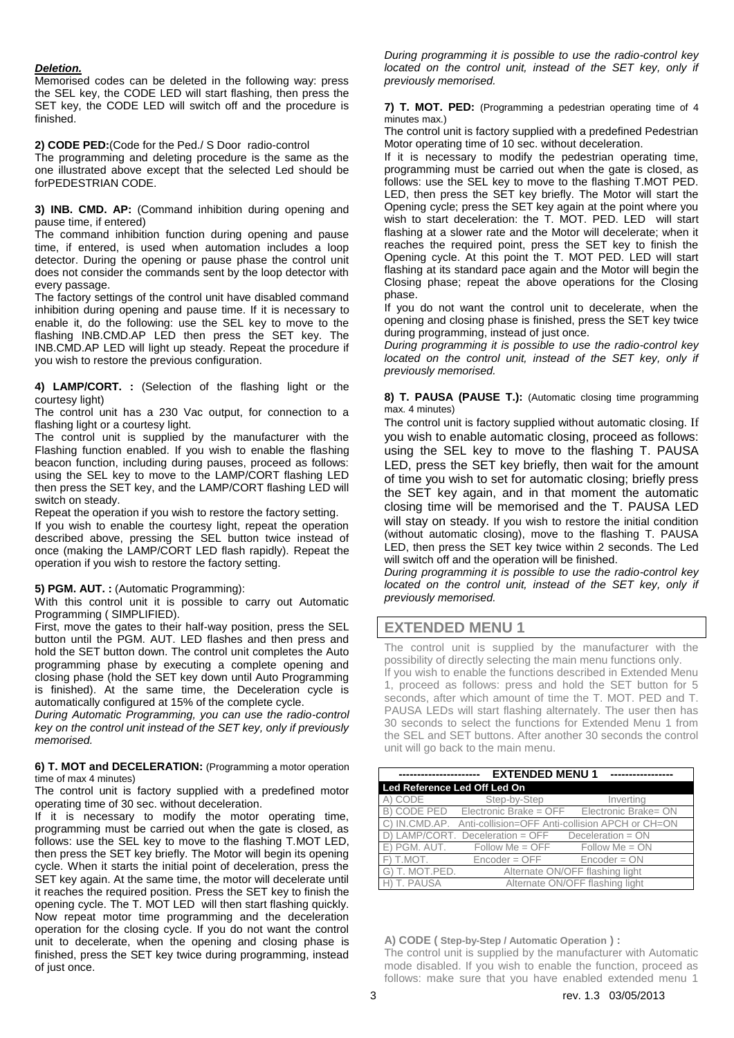***Deletion.***

Memorised codes can be deleted in the following way: press the SEL key, the CODE LED will start flashing, then press the SET key, the CODE LED will switch off and the procedure is finished.

**2) CODE PED:**(Code for the Ped./ S Door radio-control

The programming and deleting procedure is the same as the one illustrated above except that the selected Led should be forPEDESTRIAN CODE.

**3) INB. CMD. AP:** (Command inhibition during opening and pause time, if entered)

The command inhibition function during opening and pause time, if entered, is used when automation includes a loop detector. During the opening or pause phase the control unit does not consider the commands sent by the loop detector with every passage.

The factory settings of the control unit have disabled command inhibition during opening and pause time. If it is necessary to enable it, do the following: use the SEL key to move to the flashing INB.CMD.AP LED then press the SET key. The INB.CMD.AP LED will light up steady. Repeat the procedure if you wish to restore the previous configuration.

**4) LAMP/CORT. :** (Selection of the flashing light or the courtesy light)

The control unit has a 230 Vac output, for connection to a flashing light or a courtesy light.

The control unit is supplied by the manufacturer with the Flashing function enabled. If you wish to enable the flashing beacon function, including during pauses, proceed as follows: using the SEL key to move to the LAMP/CORT flashing LED then press the SET key, and the LAMP/CORT flashing LED will switch on steady.

Repeat the operation if you wish to restore the factory setting.

If you wish to enable the courtesy light, repeat the operation described above, pressing the SEL button twice instead of once (making the LAMP/CORT LED flash rapidly). Repeat the operation if you wish to restore the factory setting.

**5) PGM. AUT. :** (Automatic Programming):

With this control unit it is possible to carry out Automatic Programming ( SIMPLIFIED).

First, move the gates to their half-way position, press the SEL button until the PGM. AUT. LED flashes and then press and hold the SET button down. The control unit completes the Auto programming phase by executing a complete opening and closing phase (hold the SET key down until Auto Programming is finished). At the same time, the Deceleration cycle is automatically configured at 15% of the complete cycle.

*During Automatic Programming, you can use the radio-control key on the control unit instead of the SET key, only if previously memorised.*

**6) T. MOT and DECELERATION:** (Programming a motor operation time of max 4 minutes)

The control unit is factory supplied with a predefined motor operating time of 30 sec. without deceleration.

If it is necessary to modify the motor operating time, programming must be carried out when the gate is closed, as follows: use the SEL key to move to the flashing T.MOT LED, then press the SET key briefly. The Motor will begin its opening cycle. When it starts the initial point of deceleration, press the SET key again. At the same time, the motor will decelerate until it reaches the required position. Press the SET key to finish the opening cycle. The T. MOT LED will then start flashing quickly. Now repeat motor time programming and the deceleration operation for the closing cycle. If you do not want the control unit to decelerate, when the opening and closing phase is finished, press the SET key twice during programming, instead of just once.

*During programming it is possible to use the radio-control key located on the control unit, instead of the SET key, only if previously memorised.*

**7) T. MOT. PED:** (Programming a pedestrian operating time of 4 minutes max.)

The control unit is factory supplied with a predefined Pedestrian Motor operating time of 10 sec. without deceleration.

If it is necessary to modify the pedestrian operating time, programming must be carried out when the gate is closed, as follows: use the SEL key to move to the flashing T.MOT PED. LED, then press the SET key briefly. The Motor will start the Opening cycle; press the SET key again at the point where you wish to start deceleration: the T. MOT. PED. LED will start flashing at a slower rate and the Motor will decelerate; when it reaches the required point, press the SET key to finish the Opening cycle. At this point the T. MOT PED. LED will start flashing at its standard pace again and the Motor will begin the Closing phase; repeat the above operations for the Closing phase.

If you do not want the control unit to decelerate, when the opening and closing phase is finished, press the SET key twice during programming, instead of just once.

*During programming it is possible to use the radio-control key located on the control unit, instead of the SET key, only if previously memorised.*

**8) T. PAUSA (PAUSE T.):** (Automatic closing time programming max. 4 minutes)

The control unit is factory supplied without automatic closing. If you wish to enable automatic closing, proceed as follows: using the SEL key to move to the flashing T. PAUSA LED, press the SET key briefly, then wait for the amount of time you wish to set for automatic closing; briefly press the SET key again, and in that moment the automatic closing time will be memorised and the T. PAUSA LED will stay on steady. If you wish to restore the initial condition (without automatic closing), move to the flashing T. PAUSA LED, then press the SET key twice within 2 seconds. The Led will switch off and the operation will be finished.

*During programming it is possible to use the radio-control key located on the control unit, instead of the SET key, only if previously memorised.*

## EXTENDED MENU 1

The control unit is supplied by the manufacturer with the possibility of directly selecting the main menu functions only.

If you wish to enable the functions described in Extended Menu 1, proceed as follows: press and hold the SET button for 5 seconds, after which amount of time the T. MOT. PED and T. PAUSA LEDs will start flashing alternately. The user then has 30 seconds to select the functions for Extended Menu 1 from the SEL and SET buttons. After another 30 seconds the control unit will go back to the main menu.

| Led Reference | Led Off | Led On |
|---|---|---|
| A) CODE | Step-by-Step | Inverting |
| B) CODE PED | Electronic Brake = OFF | Electronic Brake= ON |
| C) IN.CMD.AP. | Anti-collision=OFF | Anti-collision APCH or CH=ON |
| D) LAMP/CORT. | Deceleration = OFF | Deceleration = ON |
| E) PGM. AUT. | Follow Me = OFF | Follow Me = ON |
| F) T.MOT. | Encoder = OFF | Encoder = ON |
| G) T. MOT.PED. | Alternate ON/OFF flashing light | |
| H) T. PAUSA | Alternate ON/OFF flashing light | |

**A) CODE ( Step-by-Step / Automatic Operation ) :**

The control unit is supplied by the manufacturer with Automatic mode disabled. If you wish to enable the function, proceed as follows: make sure that you have enabled extended menu 1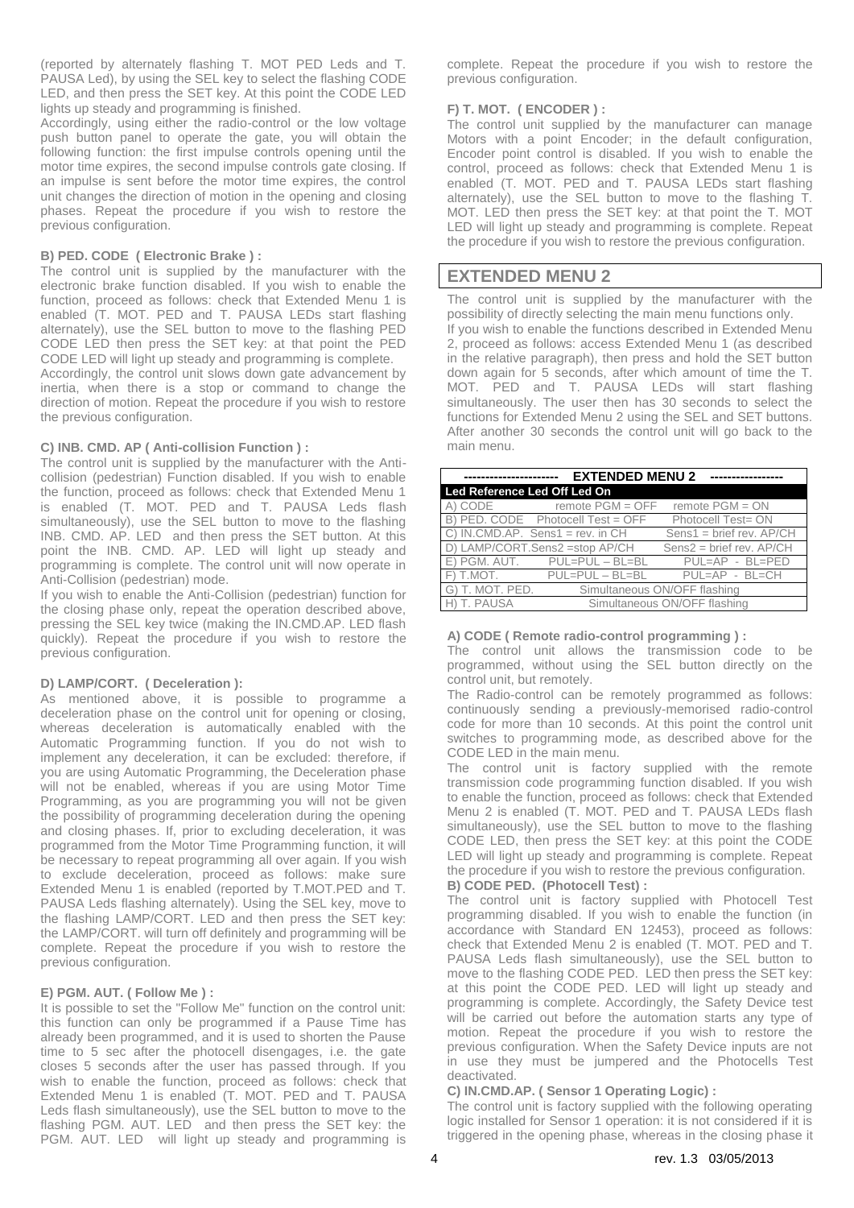(reported by alternately flashing T. MOT PED Leds and T. PAUSA Led), by using the SEL key to select the flashing CODE LED, and then press the SET key. At this point the CODE LED lights up steady and programming is finished.

Accordingly, using either the radio-control or the low voltage push button panel to operate the gate, you will obtain the following function: the first impulse controls opening until the motor time expires, the second impulse controls gate closing. If an impulse is sent before the motor time expires, the control unit changes the direction of motion in the opening and closing phases. Repeat the procedure if you wish to restore the previous configuration.

**B) PED. CODE ( Electronic Brake ) :**

The control unit is supplied by the manufacturer with the electronic brake function disabled. If you wish to enable the function, proceed as follows: check that Extended Menu 1 is enabled (T. MOT. PED and T. PAUSA LEDs start flashing alternately), use the SEL button to move to the flashing PED CODE LED then press the SET key: at that point the PED CODE LED will light up steady and programming is complete.

Accordingly, the control unit slows down gate advancement by inertia, when there is a stop or command to change the direction of motion. Repeat the procedure if you wish to restore the previous configuration.

**C) INB. CMD. AP ( Anti-collision Function ) :**

The control unit is supplied by the manufacturer with the Anti-collision (pedestrian) Function disabled. If you wish to enable the function, proceed as follows: check that Extended Menu 1 is enabled (T. MOT. PED and T. PAUSA Leds flash simultaneously), use the SEL button to move to the flashing INB. CMD. AP. LED and then press the SET button. At this point the INB. CMD. AP. LED will light up steady and programming is complete. The control unit will now operate in Anti-Collision (pedestrian) mode.

If you wish to enable the Anti-Collision (pedestrian) function for the closing phase only, repeat the operation described above, pressing the SEL key twice (making the IN.CMD.AP. LED flash quickly). Repeat the procedure if you wish to restore the previous configuration.

**D) LAMP/CORT. ( Deceleration ):**

As mentioned above, it is possible to programme a deceleration phase on the control unit for opening or closing, whereas deceleration is automatically enabled with the Automatic Programming function. If you do not wish to implement any deceleration, it can be excluded: therefore, if you are using Automatic Programming, the Deceleration phase will not be enabled, whereas if you are using Motor Time Programming, as you are programming you will not be given the possibility of programming deceleration during the opening and closing phases. If, prior to excluding deceleration, it was programmed from the Motor Time Programming function, it will be necessary to repeat programming all over again. If you wish to exclude deceleration, proceed as follows: make sure Extended Menu 1 is enabled (reported by T.MOT.PED and T. PAUSA Leds flashing alternately). Using the SEL key, move to the flashing LAMP/CORT. LED and then press the SET key: the LAMP/CORT. will turn off definitely and programming will be complete. Repeat the procedure if you wish to restore the previous configuration.

**E) PGM. AUT. ( Follow Me ) :**

It is possible to set the "Follow Me" function on the control unit: this function can only be programmed if a Pause Time has already been programmed, and it is used to shorten the Pause time to 5 sec after the photocell disengages, i.e. the gate closes 5 seconds after the user has passed through. If you wish to enable the function, proceed as follows: check that Extended Menu 1 is enabled (T. MOT. PED and T. PAUSA Leds flash simultaneously), use the SEL button to move to the flashing PGM. AUT. LED and then press the SET key: the PGM. AUT. LED will light up steady and programming is complete. Repeat the procedure if you wish to restore the previous configuration.

**F) T. MOT. ( ENCODER ) :**

The control unit supplied by the manufacturer can manage Motors with a point Encoder; in the default configuration, Encoder point control is disabled. If you wish to enable the control, proceed as follows: check that Extended Menu 1 is enabled (T. MOT. PED and T. PAUSA LEDs start flashing alternately), use the SEL button to move to the flashing T. MOT. LED then press the SET key: at that point the T. MOT LED will light up steady and programming is complete. Repeat the procedure if you wish to restore the previous configuration.

## EXTENDED MENU 2

The control unit is supplied by the manufacturer with the possibility of directly selecting the main menu functions only.

If you wish to enable the functions described in Extended Menu 2, proceed as follows: access Extended Menu 1 (as described in the relative paragraph), then press and hold the SET button down again for 5 seconds, after which amount of time the T. MOT. PED and T. PAUSA LEDs will start flashing simultaneously. The user then has 30 seconds to select the functions for Extended Menu 2 using the SEL and SET buttons. After another 30 seconds the control unit will go back to the main menu.

| ---------------------- EXTENDED MENU 2 ----------------- | | |
|---|---|---|
| **Led Reference** | **Led Off** | **Led On** |
| A) CODE | remote PGM = OFF | remote PGM = ON |
| B) PED. CODE | Photocell Test = OFF | Photocell Test= ON |
| C) IN.CMD.AP. | Sens1 = rev. in CH | Sens1 = brief rev. AP/CH |
| D) LAMP/CORT. | Sens2 =stop AP/CH | Sens2 = brief rev. AP/CH |
| E) PGM. AUT. | PUL=PUL – BL=BL | PUL=AP - BL=PED |
| F) T.MOT. | PUL=PUL – BL=BL | PUL=AP - BL=CH |
| G) T. MOT. PED. | Simultaneous ON/OFF flashing | |
| H) T. PAUSA | Simultaneous ON/OFF flashing | |

**A) CODE ( Remote radio-control programming ) :**

The control unit allows the transmission code to be programmed, without using the SEL button directly on the control unit, but remotely.

The Radio-control can be remotely programmed as follows: continuously sending a previously-memorised radio-control code for more than 10 seconds. At this point the control unit switches to programming mode, as described above for the CODE LED in the main menu.

The control unit is factory supplied with the remote transmission code programming function disabled. If you wish to enable the function, proceed as follows: check that Extended Menu 2 is enabled (T. MOT. PED and T. PAUSA LEDs flash simultaneously), use the SEL button to move to the flashing CODE LED, then press the SET key: at this point the CODE LED will light up steady and programming is complete. Repeat the procedure if you wish to restore the previous configuration.

**B) CODE PED. (Photocell Test) :**

The control unit is factory supplied with Photocell Test programming disabled. If you wish to enable the function (in accordance with Standard EN 12453), proceed as follows: check that Extended Menu 2 is enabled (T. MOT. PED and T. PAUSA Leds flash simultaneously), use the SEL button to move to the flashing CODE PED. LED then press the SET key: at this point the CODE PED. LED will light up steady and programming is complete. Accordingly, the Safety Device test will be carried out before the automation starts any type of motion. Repeat the procedure if you wish to restore the previous configuration. When the Safety Device inputs are not in use they must be jumpered and the Photocells Test deactivated.

**C) IN.CMD.AP. ( Sensor 1 Operating Logic) :**

The control unit is factory supplied with the following operating logic installed for Sensor 1 operation: it is not considered if it is triggered in the opening phase, whereas in the closing phase it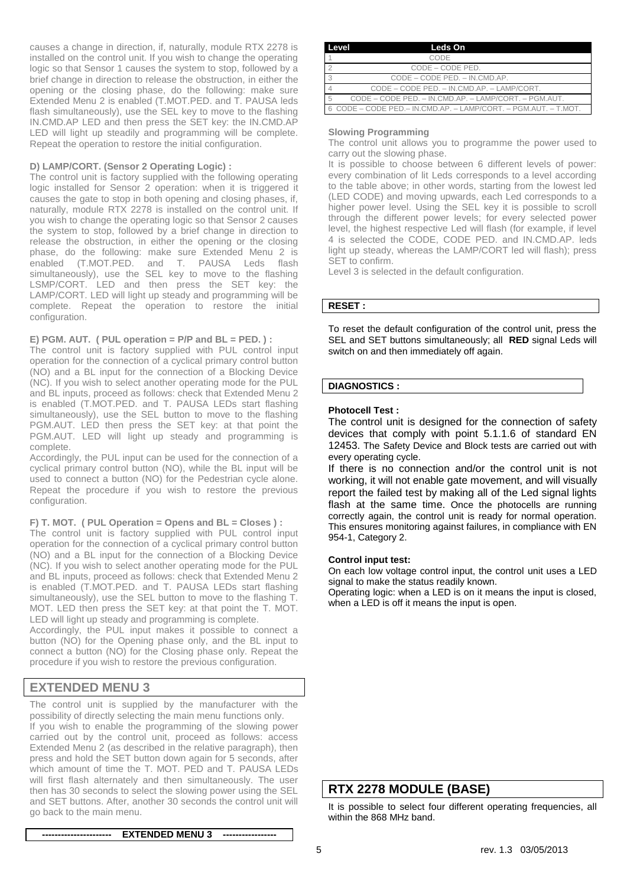causes a change in direction, if, naturally, module RTX 2278 is installed on the control unit. If you wish to change the operating logic so that Sensor 1 causes the system to stop, followed by a brief change in direction to release the obstruction, in either the opening or the closing phase, do the following: make sure Extended Menu 2 is enabled (T.MOT.PED. and T. PAUSA leds flash simultaneously), use the SEL key to move to the flashing IN.CMD.AP LED and then press the SET key: the IN.CMD.AP LED will light up steadily and programming will be complete. Repeat the operation to restore the initial configuration.

**D) LAMP/CORT. (Sensor 2 Operating Logic) :**

The control unit is factory supplied with the following operating logic installed for Sensor 2 operation: when it is triggered it causes the gate to stop in both opening and closing phases, if, naturally, module RTX 2278 is installed on the control unit. If you wish to change the operating logic so that Sensor 2 causes the system to stop, followed by a brief change in direction to release the obstruction, in either the opening or the closing phase, do the following: make sure Extended Menu 2 is enabled (T.MOT.PED. and T. PAUSA Leds flash simultaneously), use the SEL key to move to the flashing LSMP/CORT. LED and then press the SET key: the LAMP/CORT. LED will light up steady and programming will be complete. Repeat the operation to restore the initial configuration.

**E) PGM. AUT. ( PUL operation = P/P and BL = PED. ) :**

The control unit is factory supplied with PUL control input operation for the connection of a cyclical primary control button (NO) and a BL input for the connection of a Blocking Device (NC). If you wish to select another operating mode for the PUL and BL inputs, proceed as follows: check that Extended Menu 2 is enabled (T.MOT.PED. and T. PAUSA LEDs start flashing simultaneously), use the SEL button to move to the flashing PGM.AUT. LED then press the SET key: at that point the PGM.AUT. LED will light up steady and programming is complete.

Accordingly, the PUL input can be used for the connection of a cyclical primary control button (NO), while the BL input will be used to connect a button (NO) for the Pedestrian cycle alone. Repeat the procedure if you wish to restore the previous configuration.

**F) T. MOT. ( PUL Operation = Opens and BL = Closes ) :**

The control unit is factory supplied with PUL control input operation for the connection of a cyclical primary control button (NO) and a BL input for the connection of a Blocking Device (NC). If you wish to select another operating mode for the PUL and BL inputs, proceed as follows: check that Extended Menu 2 is enabled (T.MOT.PED. and T. PAUSA LEDs start flashing simultaneously), use the SEL button to move to the flashing T. MOT. LED then press the SET key: at that point the T. MOT. LED will light up steady and programming is complete.

Accordingly, the PUL input makes it possible to connect a button (NO) for the Opening phase only, and the BL input to connect a button (NO) for the Closing phase only. Repeat the procedure if you wish to restore the previous configuration.

## EXTENDED MENU 3

The control unit is supplied by the manufacturer with the possibility of directly selecting the main menu functions only.

If you wish to enable the programming of the slowing power carried out by the control unit, proceed as follows: access Extended Menu 2 (as described in the relative paragraph), then press and hold the SET button down again for 5 seconds, after which amount of time the T. MOT. PED and T. PAUSA LEDs will first flash alternately and then simultaneously. The user then has 30 seconds to select the slowing power using the SEL and SET buttons. After, another 30 seconds the control unit will go back to the main menu.

---------------------- **EXTENDED MENU 3** -----------------

| Level | Leds On |
|---|---|
| 1 | CODE |
| 2 | CODE – CODE PED. |
| 3 | CODE – CODE PED. – IN.CMD.AP. |
| 4 | CODE – CODE PED. – IN.CMD.AP. – LAMP/CORT. |
| 5 | CODE – CODE PED. – IN.CMD.AP. – LAMP/CORT. – PGM.AUT. |
| 6 | CODE – CODE PED.– IN.CMD.AP. – LAMP/CORT. – PGM.AUT. – T.MOT. |

**Slowing Programming**

The control unit allows you to programme the power used to carry out the slowing phase.

It is possible to choose between 6 different levels of power: every combination of lit Leds corresponds to a level according to the table above; in other words, starting from the lowest led (LED CODE) and moving upwards, each Led corresponds to a higher power level. Using the SEL key it is possible to scroll through the different power levels; for every selected power level, the highest respective Led will flash (for example, if level 4 is selected the CODE, CODE PED. and IN.CMD.AP. leds light up steady, whereas the LAMP/CORT led will flash); press SET to confirm.

Level 3 is selected in the default configuration.

### RESET :

To reset the default configuration of the control unit, press the SEL and SET buttons simultaneously; all **RED** signal Leds will switch on and then immediately off again.

### DIAGNOSTICS :

**Photocell Test :**

The control unit is designed for the connection of safety devices that comply with point 5.1.1.6 of standard EN 12453. The Safety Device and Block tests are carried out with every operating cycle.

If there is no connection and/or the control unit is not working, it will not enable gate movement, and will visually report the failed test by making all of the Led signal lights flash at the same time. Once the photocells are running correctly again, the control unit is ready for normal operation. This ensures monitoring against failures, in compliance with EN 954-1, Category 2.

**Control input test:**

On each low voltage control input, the control unit uses a LED signal to make the status readily known.

Operating logic: when a LED is on it means the input is closed, when a LED is off it means the input is open.

## RTX 2278 MODULE (BASE)

It is possible to select four different operating frequencies, all within the 868 MHz band.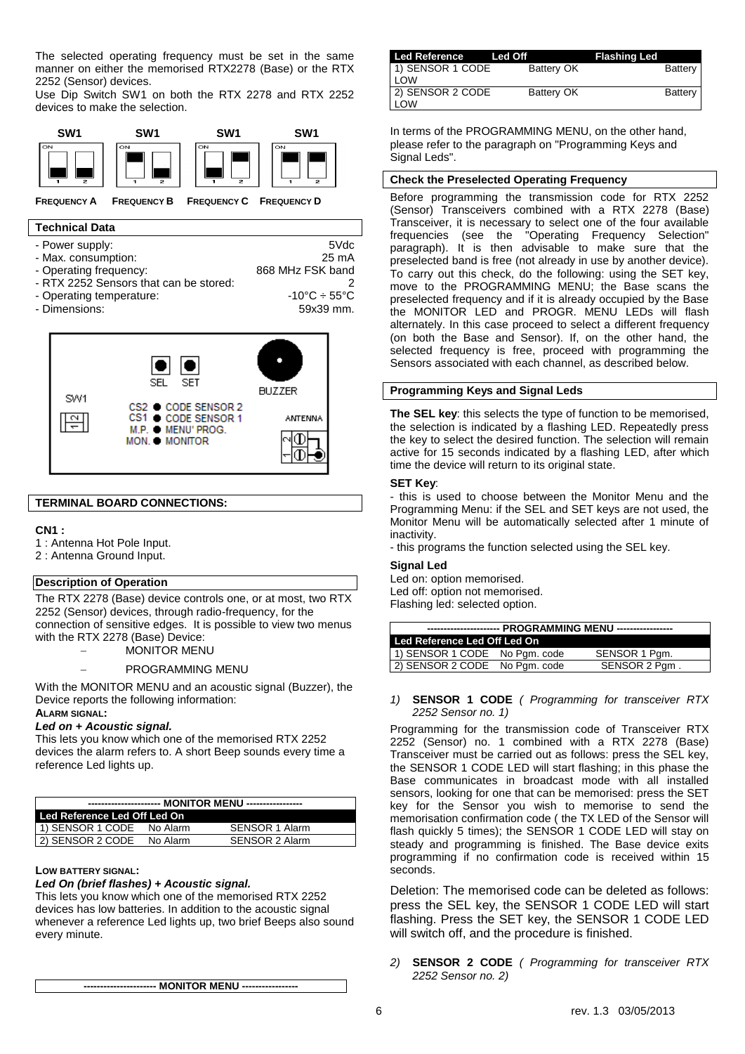The selected operating frequency must be set in the same manner on either the memorised RTX2278 (Base) or the RTX 2252 (Sensor) devices.
Use Dip Switch SW1 on both the RTX 2278 and RTX 2252 devices to make the selection.

SW1 SW1 SW1 SW1

**FREQUENCY A** **FREQUENCY B** **FREQUENCY C** **FREQUENCY D**

## Technical Data

- Power supply: 5Vdc
- Max. consumption: 25 mA
- Operating frequency: 868 MHz FSK band
- RTX 2252 Sensors that can be stored: 2
- Operating temperature: -10°C ÷ 55°C
- Dimensions: 59x39 mm.

SEL SET BUZZER
SW1
CS2 ● CODE SENSOR 2
CS1 ● CODE SENSOR 1
M.P. ● MENU' PROG.
MON. ● MONITOR
ANTENNA

## TERMINAL BOARD CONNECTIONS:

**CN1 :**

1 : Antenna Hot Pole Input.
2 : Antenna Ground Input.

## Description of Operation

The RTX 2278 (Base) device controls one, or at most, two RTX 2252 (Sensor) devices, through radio-frequency, for the connection of sensitive edges. It is possible to view two menus with the RTX 2278 (Base) Device:

- MONITOR MENU
- PROGRAMMING MENU

With the MONITOR MENU and an acoustic signal (Buzzer), the Device reports the following information:

**ALARM SIGNAL:**

***Led on + Acoustic signal.***

This lets you know which one of the memorised RTX 2252 devices the alarm refers to. A short Beep sounds every time a reference Led lights up.

| ---------------------- MONITOR MENU ----------------- | | |
|---|---|---|
| **Led Reference** | **Led Off** | **Led On** |
| 1) SENSOR 1 CODE | No Alarm | SENSOR 1 Alarm |
| 2) SENSOR 2 CODE | No Alarm | SENSOR 2 Alarm |

**LOW BATTERY SIGNAL:**

***Led On (brief flashes) + Acoustic signal.***

This lets you know which one of the memorised RTX 2252 devices has low batteries. In addition to the acoustic signal whenever a reference Led lights up, two brief Beeps also sound every minute.

| ---------------------- MONITOR MENU ----------------- | | |
|---|---|---|
| **Led Reference** | **Led Off** | **Flashing Led** |
| 1) SENSOR 1 CODE | Battery OK | Battery LOW |
| 2) SENSOR 2 CODE | Battery OK | Battery LOW |

In terms of the PROGRAMMING MENU, on the other hand, please refer to the paragraph on "Programming Keys and Signal Leds".

## Check the Preselected Operating Frequency

Before programming the transmission code for RTX 2252 (Sensor) Transceivers combined with a RTX 2278 (Base) Transceiver, it is necessary to select one of the four available frequencies (see the "Operating Frequency Selection" paragraph). It is then advisable to make sure that the preselected band is free (not already in use by another device). To carry out this check, do the following: using the SET key, move to the PROGRAMMING MENU; the Base scans the preselected frequency and if it is already occupied by the Base the MONITOR LED and PROGR. MENU LEDs will flash alternately. In this case proceed to select a different frequency (on both the Base and Sensor). If, on the other hand, the selected frequency is free, proceed with programming the Sensors associated with each channel, as described below.

## Programming Keys and Signal Leds

**The SEL key**: this selects the type of function to be memorised, the selection is indicated by a flashing LED. Repeatedly press the key to select the desired function. The selection will remain active for 15 seconds indicated by a flashing LED, after which time the device will return to its original state.

**SET Key**:

- this is used to choose between the Monitor Menu and the Programming Menu: if the SEL and SET keys are not used, the Monitor Menu will be automatically selected after 1 minute of inactivity.
- this programs the function selected using the SEL key.

**Signal Led**

Led on: option memorised.
Led off: option not memorised.
Flashing led: selected option.

| ---------------------- PROGRAMMING MENU ----------------- | | |
|---|---|---|
| **Led Reference** | **Led Off** | **Led On** |
| 1) SENSOR 1 CODE | No Pgm. code | SENSOR 1 Pgm. |
| 2) SENSOR 2 CODE | No Pgm. code | SENSOR 2 Pgm . |

1) **SENSOR 1 CODE** *( Programming for transceiver RTX 2252 Sensor no. 1)*

Programming for the transmission code of Transceiver RTX 2252 (Sensor) no. 1 combined with a RTX 2278 (Base) Transceiver must be carried out as follows: press the SEL key, the SENSOR 1 CODE LED will start flashing; in this phase the Base communicates in broadcast mode with all installed sensors, looking for one that can be memorised: press the SET key for the Sensor you wish to memorise to send the memorisation confirmation code ( the TX LED of the Sensor will flash quickly 5 times); the SENSOR 1 CODE LED will stay on steady and programming is finished. The Base device exits programming if no confirmation code is received within 15 seconds.

Deletion: The memorised code can be deleted as follows: press the SEL key, the SENSOR 1 CODE LED will start flashing. Press the SET key, the SENSOR 1 CODE LED will switch off, and the procedure is finished.

2) **SENSOR 2 CODE** *( Programming for transceiver RTX 2252 Sensor no. 2)*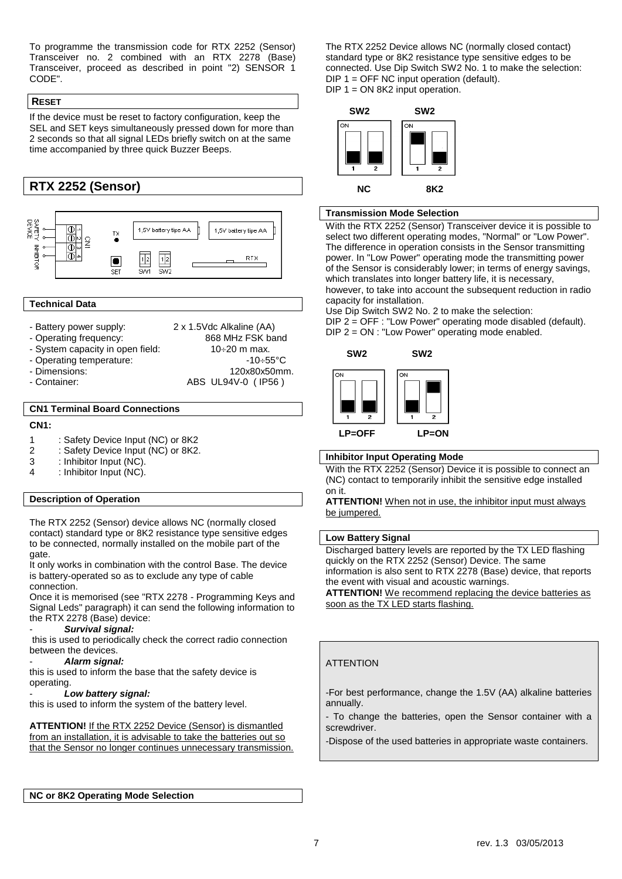To programme the transmission code for RTX 2252 (Sensor) Transceiver no. 2 combined with an RTX 2278 (Base) Transceiver, proceed as described in point "2) SENSOR 1 CODE".

### RESET

If the device must be reset to factory configuration, keep the SEL and SET keys simultaneously pressed down for more than 2 seconds so that all signal LEDs briefly switch on at the same time accompanied by three quick Buzzer Beeps.

## RTX 2252 (Sensor)

SAFETY DEVICE INHIBITOR 1 2 3 4 CN1 TX SET 1,5V battery tipe AA SW1 SW2 1,5V battery tipe AA RTX

### Technical Data

- Battery power supply: 2 x 1.5Vdc Alkaline (AA)
- Operating frequency: 868 MHz FSK band
- System capacity in open field: 10÷20 m max.
- Operating temperature: -10÷55°C
- Dimensions: 120x80x50mm.
- Container: ABS UL94V-0 ( IP56 )

### CN1 Terminal Board Connections

**CN1:**

1 : Safety Device Input (NC) or 8K2
2 : Safety Device Input (NC) or 8K2.
3 : Inhibitor Input (NC).
4 : Inhibitor Input (NC).

### Description of Operation

The RTX 2252 (Sensor) device allows NC (normally closed contact) standard type or 8K2 resistance type sensitive edges to be connected, normally installed on the mobile part of the gate.
It only works in combination with the control Base. The device is battery-operated so as to exclude any type of cable connection.
Once it is memorised (see "RTX 2278 - Programming Keys and Signal Leds" paragraph) it can send the following information to the RTX 2278 (Base) device:

- ***Survival signal:***
 this is used to periodically check the correct radio connection between the devices.
- ***Alarm signal:***
this is used to inform the base that the safety device is operating.
- ***Low battery signal:***
this is used to inform the system of the battery level.

**ATTENTION!** If the RTX 2252 Device (Sensor) is dismantled from an installation, it is advisable to take the batteries out so that the Sensor no longer continues unnecessary transmission.

### NC or 8K2 Operating Mode Selection

The RTX 2252 Device allows NC (normally closed contact) standard type or 8K2 resistance type sensitive edges to be connected. Use Dip Switch SW2 No. 1 to make the selection:
DIP 1 = OFF NC input operation (default).
DIP 1 = ON 8K2 input operation.

SW2 SW2
NC 8K2

### Transmission Mode Selection

With the RTX 2252 (Sensor) Transceiver device it is possible to select two different operating modes, "Normal" or "Low Power". The difference in operation consists in the Sensor transmitting power. In "Low Power" operating mode the transmitting power of the Sensor is considerably lower; in terms of energy savings, which translates into longer battery life, it is necessary, however, to take into account the subsequent reduction in radio capacity for installation.
Use Dip Switch SW2 No. 2 to make the selection:
DIP 2 = OFF : "Low Power" operating mode disabled (default).
DIP 2 = ON : "Low Power" operating mode enabled.

SW2 SW2
LP=OFF LP=ON

### Inhibitor Input Operating Mode

With the RTX 2252 (Sensor) Device it is possible to connect an (NC) contact to temporarily inhibit the sensitive edge installed on it.
**ATTENTION!** When not in use, the inhibitor input must always be jumpered.

### Low Battery Signal

Discharged battery levels are reported by the TX LED flashing quickly on the RTX 2252 (Sensor) Device. The same information is also sent to RTX 2278 (Base) device, that reports the event with visual and acoustic warnings.
**ATTENTION!** We recommend replacing the device batteries as soon as the TX LED starts flashing.

ATTENTION

-For best performance, change the 1.5V (AA) alkaline batteries annually.

- To change the batteries, open the Sensor container with a screwdriver.

-Dispose of the used batteries in appropriate waste containers.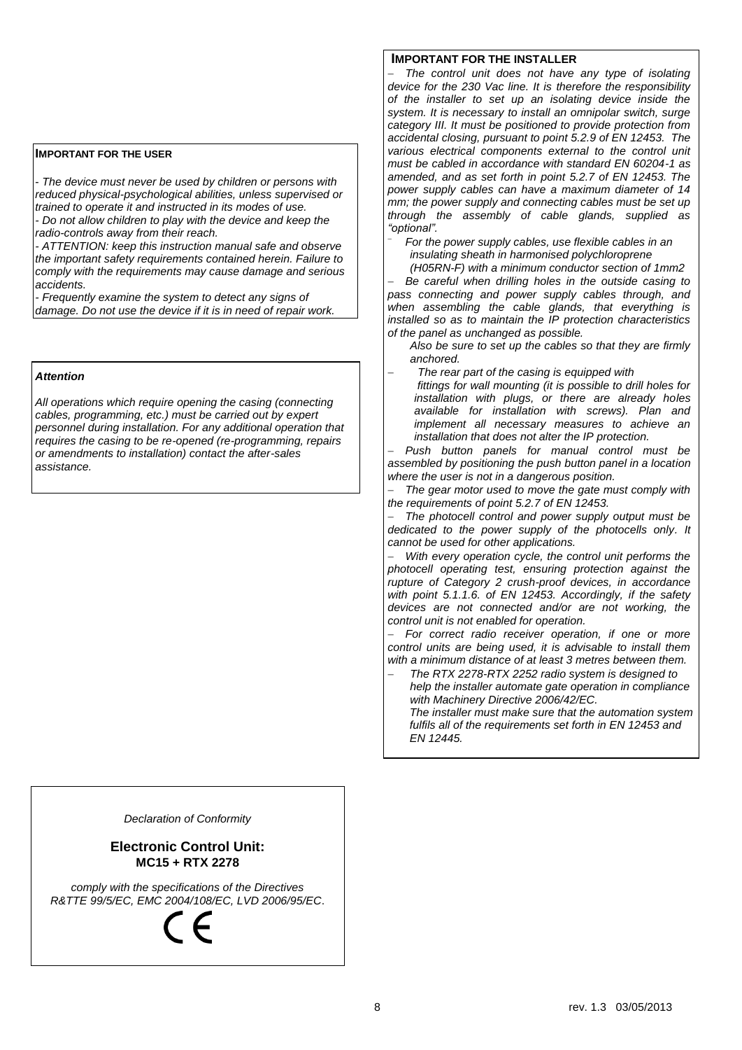#### IMPORTANT FOR THE USER

*- The device must never be used by children or persons with reduced physical-psychological abilities, unless supervised or trained to operate it and instructed in its modes of use.*
*- Do not allow children to play with the device and keep the radio-controls away from their reach.*
*- ATTENTION: keep this instruction manual safe and observe the important safety requirements contained herein. Failure to comply with the requirements may cause damage and serious accidents.*
*- Frequently examine the system to detect any signs of damage. Do not use the device if it is in need of repair work.*

#### *Attention*

*All operations which require opening the casing (connecting cables, programming, etc.) must be carried out by expert personnel during installation. For any additional operation that requires the casing to be re-opened (re-programming, repairs or amendments to installation) contact the after-sales assistance.*

#### IMPORTANT FOR THE INSTALLER

- *The control unit does not have any type of isolating device for the 230 Vac line. It is therefore the responsibility of the installer to set up an isolating device inside the system. It is necessary to install an omnipolar switch, surge category III. It must be positioned to provide protection from accidental closing, pursuant to point 5.2.9 of EN 12453. The various electrical components external to the control unit must be cabled in accordance with standard EN 60204-1 as amended, and as set forth in point 5.2.7 of EN 12453. The power supply cables can have a maximum diameter of 14 mm; the power supply and connecting cables must be set up through the assembly of cable glands, supplied as "optional".*
- *For the power supply cables, use flexible cables in an insulating sheath in harmonised polychloroprene (H05RN-F) with a minimum conductor section of 1mm2*
- *Be careful when drilling holes in the outside casing to pass connecting and power supply cables through, and when assembling the cable glands, that everything is installed so as to maintain the IP protection characteristics of the panel as unchanged as possible.*
  *Also be sure to set up the cables so that they are firmly anchored.*
- *The rear part of the casing is equipped with fittings for wall mounting (it is possible to drill holes for installation with plugs, or there are already holes available for installation with screws). Plan and implement all necessary measures to achieve an installation that does not alter the IP protection.*
- *Push button panels for manual control must be assembled by positioning the push button panel in a location where the user is not in a dangerous position.*
- *The gear motor used to move the gate must comply with the requirements of point 5.2.7 of EN 12453.*
- *The photocell control and power supply output must be dedicated to the power supply of the photocells only. It cannot be used for other applications.*
- *With every operation cycle, the control unit performs the photocell operating test, ensuring protection against the rupture of Category 2 crush-proof devices, in accordance with point 5.1.1.6. of EN 12453. Accordingly, if the safety devices are not connected and/or are not working, the control unit is not enabled for operation.*
- *For correct radio receiver operation, if one or more control units are being used, it is advisable to install them with a minimum distance of at least 3 metres between them.*
- *The RTX 2278-RTX 2252 radio system is designed to help the installer automate gate operation in compliance with Machinery Directive 2006/42/EC.*
  *The installer must make sure that the automation system fulfils all of the requirements set forth in EN 12453 and EN 12445.*

*Declaration of Conformity*

**Electronic Control Unit:**
**MC15 + RTX 2278**

*comply with the specifications of the Directives R&TTE 99/5/EC, EMC 2004/108/EC, LVD 2006/95/EC.*

CE

rev. 1.3 03/05/2013